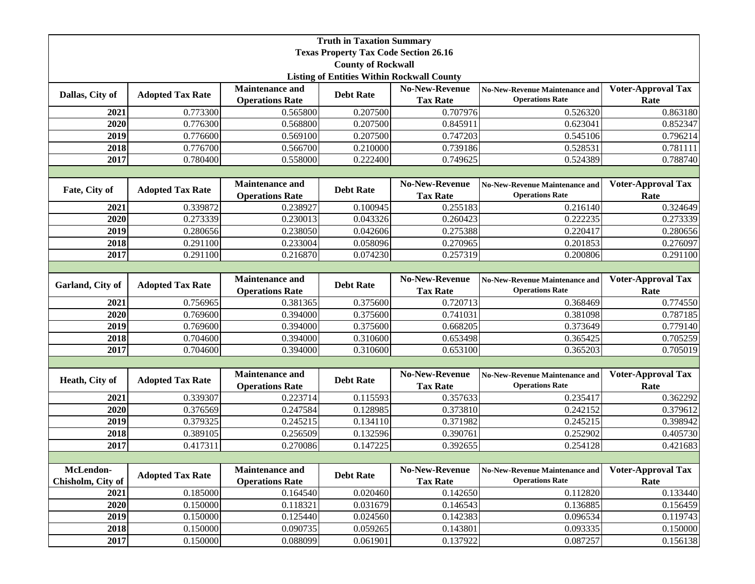**Truth in Taxation Summary**
**Texas Property Tax Code Section 26.16**
**County of Rockwall**
**Listing of Entities Within Rockwall County**

| Dallas, City of | Adopted Tax Rate | Maintenance and Operations Rate | Debt Rate | No-New-Revenue Tax Rate | No-New-Revenue Maintenance and Operations Rate | Voter-Approval Tax Rate |
|---|---|---|---|---|---|---|
| 2021 | 0.773300 | 0.565800 | 0.207500 | 0.707976 | 0.526320 | 0.863180 |
| 2020 | 0.776300 | 0.568800 | 0.207500 | 0.845911 | 0.623041 | 0.852347 |
| 2019 | 0.776600 | 0.569100 | 0.207500 | 0.747203 | 0.545106 | 0.796214 |
| 2018 | 0.776700 | 0.566700 | 0.210000 | 0.739186 | 0.528531 | 0.781111 |
| 2017 | 0.780400 | 0.558000 | 0.222400 | 0.749625 | 0.524389 | 0.788740 |

| Fate, City of | Adopted Tax Rate | Maintenance and Operations Rate | Debt Rate | No-New-Revenue Tax Rate | No-New-Revenue Maintenance and Operations Rate | Voter-Approval Tax Rate |
|---|---|---|---|---|---|---|
| 2021 | 0.339872 | 0.238927 | 0.100945 | 0.255183 | 0.216140 | 0.324649 |
| 2020 | 0.273339 | 0.230013 | 0.043326 | 0.260423 | 0.222235 | 0.273339 |
| 2019 | 0.280656 | 0.238050 | 0.042606 | 0.275388 | 0.220417 | 0.280656 |
| 2018 | 0.291100 | 0.233004 | 0.058096 | 0.270965 | 0.201853 | 0.276097 |
| 2017 | 0.291100 | 0.216870 | 0.074230 | 0.257319 | 0.200806 | 0.291100 |

| Garland, City of | Adopted Tax Rate | Maintenance and Operations Rate | Debt Rate | No-New-Revenue Tax Rate | No-New-Revenue Maintenance and Operations Rate | Voter-Approval Tax Rate |
|---|---|---|---|---|---|---|
| 2021 | 0.756965 | 0.381365 | 0.375600 | 0.720713 | 0.368469 | 0.774550 |
| 2020 | 0.769600 | 0.394000 | 0.375600 | 0.741031 | 0.381098 | 0.787185 |
| 2019 | 0.769600 | 0.394000 | 0.375600 | 0.668205 | 0.373649 | 0.779140 |
| 2018 | 0.704600 | 0.394000 | 0.310600 | 0.653498 | 0.365425 | 0.705259 |
| 2017 | 0.704600 | 0.394000 | 0.310600 | 0.653100 | 0.365203 | 0.705019 |

| Heath, City of | Adopted Tax Rate | Maintenance and Operations Rate | Debt Rate | No-New-Revenue Tax Rate | No-New-Revenue Maintenance and Operations Rate | Voter-Approval Tax Rate |
|---|---|---|---|---|---|---|
| 2021 | 0.339307 | 0.223714 | 0.115593 | 0.357633 | 0.235417 | 0.362292 |
| 2020 | 0.376569 | 0.247584 | 0.128985 | 0.373810 | 0.242152 | 0.379612 |
| 2019 | 0.379325 | 0.245215 | 0.134110 | 0.371982 | 0.245215 | 0.398942 |
| 2018 | 0.389105 | 0.256509 | 0.132596 | 0.390761 | 0.252902 | 0.405730 |
| 2017 | 0.417311 | 0.270086 | 0.147225 | 0.392655 | 0.254128 | 0.421683 |

| McLendon-Chisholm, City of | Adopted Tax Rate | Maintenance and Operations Rate | Debt Rate | No-New-Revenue Tax Rate | No-New-Revenue Maintenance and Operations Rate | Voter-Approval Tax Rate |
|---|---|---|---|---|---|---|
| 2021 | 0.185000 | 0.164540 | 0.020460 | 0.142650 | 0.112820 | 0.133440 |
| 2020 | 0.150000 | 0.118321 | 0.031679 | 0.146543 | 0.136885 | 0.156459 |
| 2019 | 0.150000 | 0.125440 | 0.024560 | 0.142383 | 0.096534 | 0.119743 |
| 2018 | 0.150000 | 0.090735 | 0.059265 | 0.143801 | 0.093335 | 0.150000 |
| 2017 | 0.150000 | 0.088099 | 0.061901 | 0.137922 | 0.087257 | 0.156138 |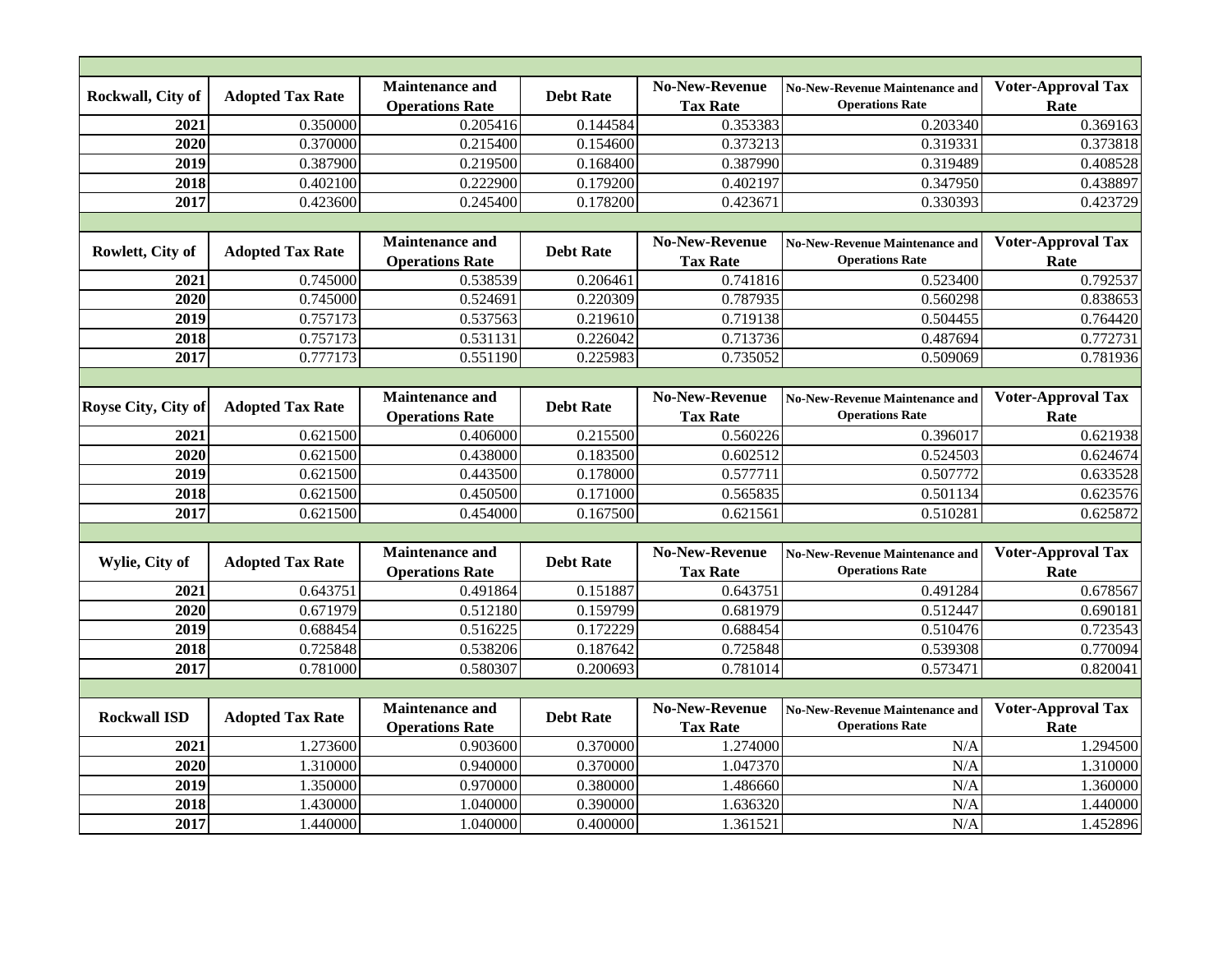| Rockwall, City of | Adopted Tax Rate | Maintenance and Operations Rate | Debt Rate | No-New-Revenue Tax Rate | No-New-Revenue Maintenance and Operations Rate | Voter-Approval Tax Rate |
|---|---|---|---|---|---|---|
| 2021 | 0.350000 | 0.205416 | 0.144584 | 0.353383 | 0.203340 | 0.369163 |
| 2020 | 0.370000 | 0.215400 | 0.154600 | 0.373213 | 0.319331 | 0.373818 |
| 2019 | 0.387900 | 0.219500 | 0.168400 | 0.387990 | 0.319489 | 0.408528 |
| 2018 | 0.402100 | 0.222900 | 0.179200 | 0.402197 | 0.347950 | 0.438897 |
| 2017 | 0.423600 | 0.245400 | 0.178200 | 0.423671 | 0.330393 | 0.423729 |

| Rowlett, City of | Adopted Tax Rate | Maintenance and Operations Rate | Debt Rate | No-New-Revenue Tax Rate | No-New-Revenue Maintenance and Operations Rate | Voter-Approval Tax Rate |
|---|---|---|---|---|---|---|
| 2021 | 0.745000 | 0.538539 | 0.206461 | 0.741816 | 0.523400 | 0.792537 |
| 2020 | 0.745000 | 0.524691 | 0.220309 | 0.787935 | 0.560298 | 0.838653 |
| 2019 | 0.757173 | 0.537563 | 0.219610 | 0.719138 | 0.504455 | 0.764420 |
| 2018 | 0.757173 | 0.531131 | 0.226042 | 0.713736 | 0.487694 | 0.772731 |
| 2017 | 0.777173 | 0.551190 | 0.225983 | 0.735052 | 0.509069 | 0.781936 |

| Royse City, City of | Adopted Tax Rate | Maintenance and Operations Rate | Debt Rate | No-New-Revenue Tax Rate | No-New-Revenue Maintenance and Operations Rate | Voter-Approval Tax Rate |
|---|---|---|---|---|---|---|
| 2021 | 0.621500 | 0.406000 | 0.215500 | 0.560226 | 0.396017 | 0.621938 |
| 2020 | 0.621500 | 0.438000 | 0.183500 | 0.602512 | 0.524503 | 0.624674 |
| 2019 | 0.621500 | 0.443500 | 0.178000 | 0.577711 | 0.507772 | 0.633528 |
| 2018 | 0.621500 | 0.450500 | 0.171000 | 0.565835 | 0.501134 | 0.623576 |
| 2017 | 0.621500 | 0.454000 | 0.167500 | 0.621561 | 0.510281 | 0.625872 |

| Wylie, City of | Adopted Tax Rate | Maintenance and Operations Rate | Debt Rate | No-New-Revenue Tax Rate | No-New-Revenue Maintenance and Operations Rate | Voter-Approval Tax Rate |
|---|---|---|---|---|---|---|
| 2021 | 0.643751 | 0.491864 | 0.151887 | 0.643751 | 0.491284 | 0.678567 |
| 2020 | 0.671979 | 0.512180 | 0.159799 | 0.681979 | 0.512447 | 0.690181 |
| 2019 | 0.688454 | 0.516225 | 0.172229 | 0.688454 | 0.510476 | 0.723543 |
| 2018 | 0.725848 | 0.538206 | 0.187642 | 0.725848 | 0.539308 | 0.770094 |
| 2017 | 0.781000 | 0.580307 | 0.200693 | 0.781014 | 0.573471 | 0.820041 |

| Rockwall ISD | Adopted Tax Rate | Maintenance and Operations Rate | Debt Rate | No-New-Revenue Tax Rate | No-New-Revenue Maintenance and Operations Rate | Voter-Approval Tax Rate |
|---|---|---|---|---|---|---|
| 2021 | 1.273600 | 0.903600 | 0.370000 | 1.274000 | N/A | 1.294500 |
| 2020 | 1.310000 | 0.940000 | 0.370000 | 1.047370 | N/A | 1.310000 |
| 2019 | 1.350000 | 0.970000 | 0.380000 | 1.486660 | N/A | 1.360000 |
| 2018 | 1.430000 | 1.040000 | 0.390000 | 1.636320 | N/A | 1.440000 |
| 2017 | 1.440000 | 1.040000 | 0.400000 | 1.361521 | N/A | 1.452896 |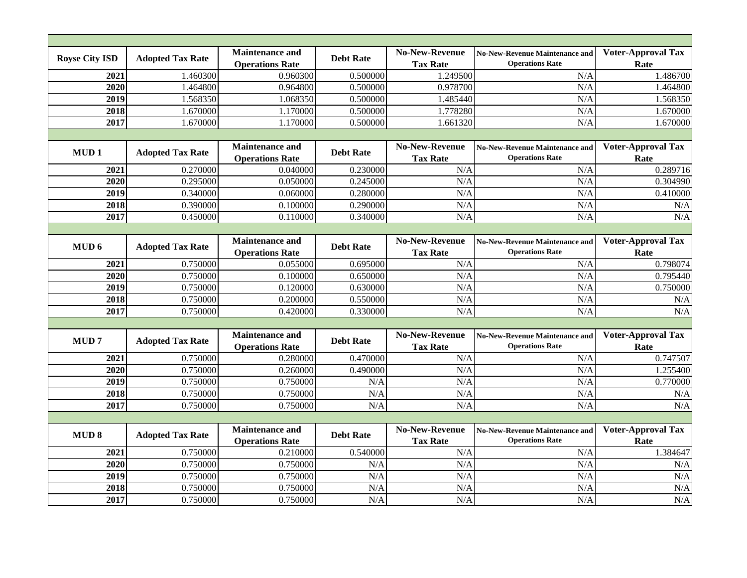| Royse City ISD | Adopted Tax Rate | Maintenance and Operations Rate | Debt Rate | No-New-Revenue Tax Rate | No-New-Revenue Maintenance and Operations Rate | Voter-Approval Tax Rate |
|---|---|---|---|---|---|---|
| 2021 | 1.460300 | 0.960300 | 0.500000 | 1.249500 | N/A | 1.486700 |
| 2020 | 1.464800 | 0.964800 | 0.500000 | 0.978700 | N/A | 1.464800 |
| 2019 | 1.568350 | 1.068350 | 0.500000 | 1.485440 | N/A | 1.568350 |
| 2018 | 1.670000 | 1.170000 | 0.500000 | 1.778280 | N/A | 1.670000 |
| 2017 | 1.670000 | 1.170000 | 0.500000 | 1.661320 | N/A | 1.670000 |

| MUD 1 | Adopted Tax Rate | Maintenance and Operations Rate | Debt Rate | No-New-Revenue Tax Rate | No-New-Revenue Maintenance and Operations Rate | Voter-Approval Tax Rate |
|---|---|---|---|---|---|---|
| 2021 | 0.270000 | 0.040000 | 0.230000 | N/A | N/A | 0.289716 |
| 2020 | 0.295000 | 0.050000 | 0.245000 | N/A | N/A | 0.304990 |
| 2019 | 0.340000 | 0.060000 | 0.280000 | N/A | N/A | 0.410000 |
| 2018 | 0.390000 | 0.100000 | 0.290000 | N/A | N/A | N/A |
| 2017 | 0.450000 | 0.110000 | 0.340000 | N/A | N/A | N/A |

| MUD 6 | Adopted Tax Rate | Maintenance and Operations Rate | Debt Rate | No-New-Revenue Tax Rate | No-New-Revenue Maintenance and Operations Rate | Voter-Approval Tax Rate |
|---|---|---|---|---|---|---|
| 2021 | 0.750000 | 0.055000 | 0.695000 | N/A | N/A | 0.798074 |
| 2020 | 0.750000 | 0.100000 | 0.650000 | N/A | N/A | 0.795440 |
| 2019 | 0.750000 | 0.120000 | 0.630000 | N/A | N/A | 0.750000 |
| 2018 | 0.750000 | 0.200000 | 0.550000 | N/A | N/A | N/A |
| 2017 | 0.750000 | 0.420000 | 0.330000 | N/A | N/A | N/A |

| MUD 7 | Adopted Tax Rate | Maintenance and Operations Rate | Debt Rate | No-New-Revenue Tax Rate | No-New-Revenue Maintenance and Operations Rate | Voter-Approval Tax Rate |
|---|---|---|---|---|---|---|
| 2021 | 0.750000 | 0.280000 | 0.470000 | N/A | N/A | 0.747507 |
| 2020 | 0.750000 | 0.260000 | 0.490000 | N/A | N/A | 1.255400 |
| 2019 | 0.750000 | 0.750000 | N/A | N/A | N/A | 0.770000 |
| 2018 | 0.750000 | 0.750000 | N/A | N/A | N/A | N/A |
| 2017 | 0.750000 | 0.750000 | N/A | N/A | N/A | N/A |

| MUD 8 | Adopted Tax Rate | Maintenance and Operations Rate | Debt Rate | No-New-Revenue Tax Rate | No-New-Revenue Maintenance and Operations Rate | Voter-Approval Tax Rate |
|---|---|---|---|---|---|---|
| 2021 | 0.750000 | 0.210000 | 0.540000 | N/A | N/A | 1.384647 |
| 2020 | 0.750000 | 0.750000 | N/A | N/A | N/A | N/A |
| 2019 | 0.750000 | 0.750000 | N/A | N/A | N/A | N/A |
| 2018 | 0.750000 | 0.750000 | N/A | N/A | N/A | N/A |
| 2017 | 0.750000 | 0.750000 | N/A | N/A | N/A | N/A |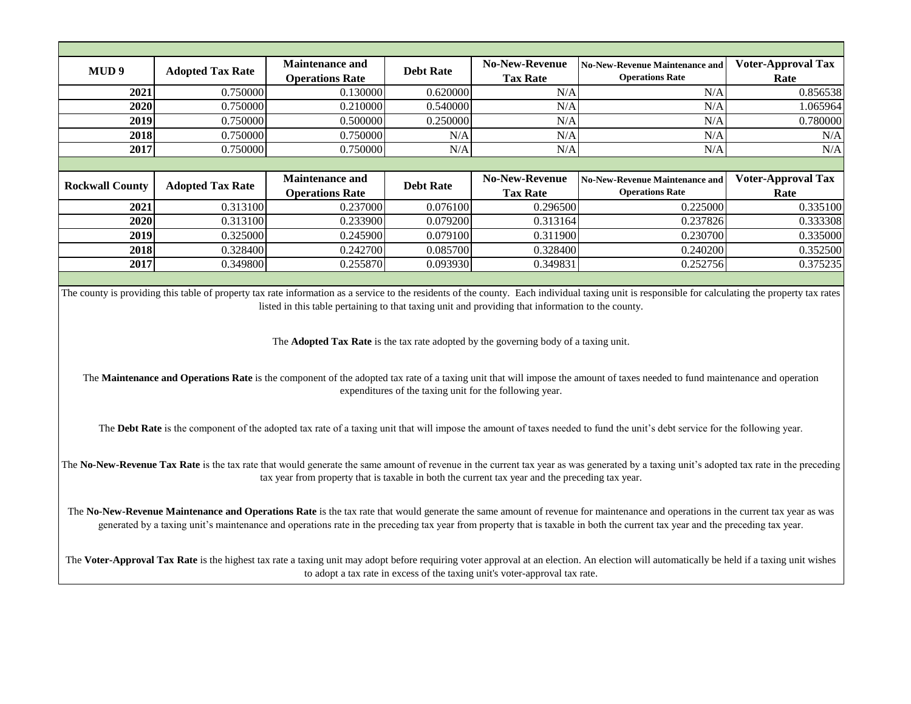| MUD 9 | Adopted Tax Rate | Maintenance and Operations Rate | Debt Rate | No-New-Revenue Tax Rate | No-New-Revenue Maintenance and Operations Rate | Voter-Approval Tax Rate |
|---|---|---|---|---|---|---|
| 2021 | 0.750000 | 0.130000 | 0.620000 | N/A | N/A | 0.856538 |
| 2020 | 0.750000 | 0.210000 | 0.540000 | N/A | N/A | 1.065964 |
| 2019 | 0.750000 | 0.500000 | 0.250000 | N/A | N/A | 0.780000 |
| 2018 | 0.750000 | 0.750000 | N/A | N/A | N/A | N/A |
| 2017 | 0.750000 | 0.750000 | N/A | N/A | N/A | N/A |

| Rockwall County | Adopted Tax Rate | Maintenance and Operations Rate | Debt Rate | No-New-Revenue Tax Rate | No-New-Revenue Maintenance and Operations Rate | Voter-Approval Tax Rate |
|---|---|---|---|---|---|---|
| 2021 | 0.313100 | 0.237000 | 0.076100 | 0.296500 | 0.225000 | 0.335100 |
| 2020 | 0.313100 | 0.233900 | 0.079200 | 0.313164 | 0.237826 | 0.333308 |
| 2019 | 0.325000 | 0.245900 | 0.079100 | 0.311900 | 0.230700 | 0.335000 |
| 2018 | 0.328400 | 0.242700 | 0.085700 | 0.328400 | 0.240200 | 0.352500 |
| 2017 | 0.349800 | 0.255870 | 0.093930 | 0.349831 | 0.252756 | 0.375235 |

The county is providing this table of property tax rate information as a service to the residents of the county. Each individual taxing unit is responsible for calculating the property tax rates listed in this table pertaining to that taxing unit and providing that information to the county.

The **Adopted Tax Rate** is the tax rate adopted by the governing body of a taxing unit.

The **Maintenance and Operations Rate** is the component of the adopted tax rate of a taxing unit that will impose the amount of taxes needed to fund maintenance and operation expenditures of the taxing unit for the following year.

The **Debt Rate** is the component of the adopted tax rate of a taxing unit that will impose the amount of taxes needed to fund the unit's debt service for the following year.

The **No-New-Revenue Tax Rate** is the tax rate that would generate the same amount of revenue in the current tax year as was generated by a taxing unit's adopted tax rate in the preceding tax year from property that is taxable in both the current tax year and the preceding tax year.

The **No-New-Revenue Maintenance and Operations Rate** is the tax rate that would generate the same amount of revenue for maintenance and operations in the current tax year as was generated by a taxing unit's maintenance and operations rate in the preceding tax year from property that is taxable in both the current tax year and the preceding tax year.

The **Voter-Approval Tax Rate** is the highest tax rate a taxing unit may adopt before requiring voter approval at an election. An election will automatically be held if a taxing unit wishes to adopt a tax rate in excess of the taxing unit's voter-approval tax rate.